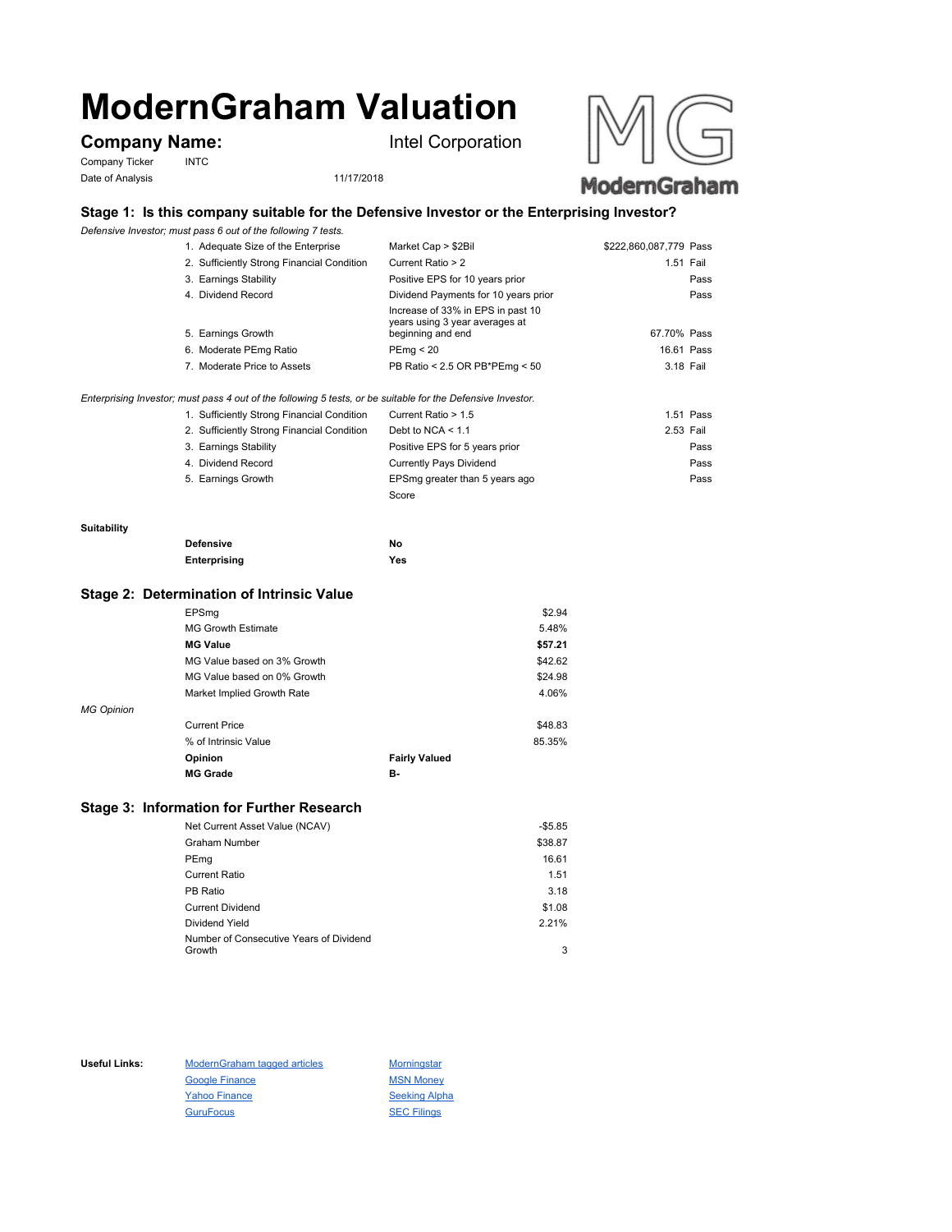# ModernGraham Valuation

## Company Name: Intel Corporation

Company Ticker: INTC

Date of Analysis: 11/17/2018

### Stage 1: Is this company suitable for the Defensive Investor or the Enterprising Investor?

*Defensive Investor; must pass 6 out of the following 7 tests.*

| Test | Criterion | Value | Result |
|---|---|---|---|
| 1. Adequate Size of the Enterprise | Market Cap > $2Bil | $222,860,087,779 | Pass |
| 2. Sufficiently Strong Financial Condition | Current Ratio > 2 | 1.51 | Fail |
| 3. Earnings Stability | Positive EPS for 10 years prior | | Pass |
| 4. Dividend Record | Dividend Payments for 10 years prior | | Pass |
| 5. Earnings Growth | Increase of 33% in EPS in past 10 years using 3 year averages at beginning and end | 67.70% | Pass |
| 6. Moderate PEmg Ratio | PEmg < 20 | 16.61 | Pass |
| 7. Moderate Price to Assets | PB Ratio < 2.5 OR PB*PEmg < 50 | 3.18 | Fail |

*Enterprising Investor; must pass 4 out of the following 5 tests, or be suitable for the Defensive Investor.*

| Test | Criterion | Value | Result |
|---|---|---|---|
| 1. Sufficiently Strong Financial Condition | Current Ratio > 1.5 | 1.51 | Pass |
| 2. Sufficiently Strong Financial Condition | Debt to NCA < 1.1 | 2.53 | Fail |
| 3. Earnings Stability | Positive EPS for 5 years prior | | Pass |
| 4. Dividend Record | Currently Pays Dividend | | Pass |
| 5. Earnings Growth | EPSmg greater than 5 years ago | | Pass |
| | Score | | |

**Suitability**

| | |
|---|---|
| **Defensive** | **No** |
| **Enterprising** | **Yes** |

### Stage 2: Determination of Intrinsic Value

| | |
|---|---|
| EPSmg | $2.94 |
| MG Growth Estimate | 5.48% |
| **MG Value** | **$57.21** |
| MG Value based on 3% Growth | $42.62 |
| MG Value based on 0% Growth | $24.98 |
| Market Implied Growth Rate | 4.06% |

*MG Opinion*

| | |
|---|---|
| Current Price | $48.83 |
| % of Intrinsic Value | 85.35% |
| **Opinion** | **Fairly Valued** |
| **MG Grade** | **B-** |

### Stage 3: Information for Further Research

| | |
|---|---|
| Net Current Asset Value (NCAV) | -$5.85 |
| Graham Number | $38.87 |
| PEmg | 16.61 |
| Current Ratio | 1.51 |
| PB Ratio | 3.18 |
| Current Dividend | $1.08 |
| Dividend Yield | 2.21% |
| Number of Consecutive Years of Dividend Growth | 3 |

**Useful Links:**

- ModernGraham tagged articles
- Google Finance
- Yahoo Finance
- GuruFocus
- Morningstar
- MSN Money
- Seeking Alpha
- SEC Filings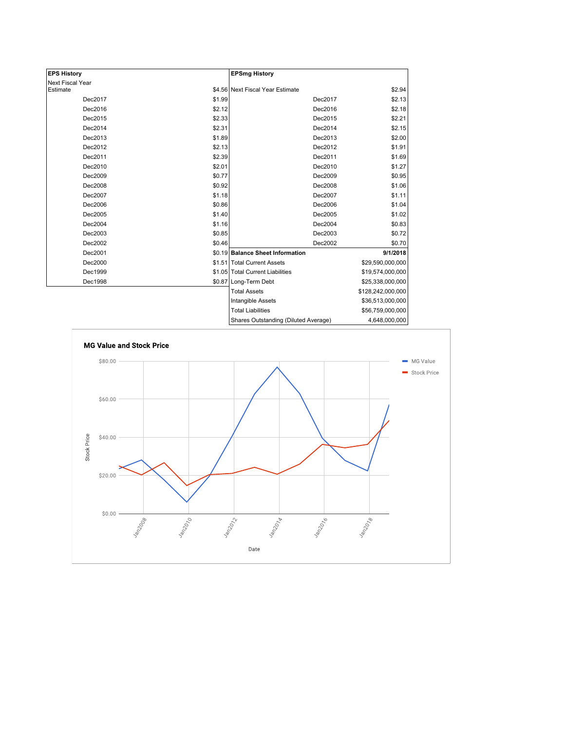| EPS History | |
|---|---|
| Next Fiscal Year Estimate | $4.56 |
| Dec2017 | $1.99 |
| Dec2016 | $2.12 |
| Dec2015 | $2.33 |
| Dec2014 | $2.31 |
| Dec2013 | $1.89 |
| Dec2012 | $2.13 |
| Dec2011 | $2.39 |
| Dec2010 | $2.01 |
| Dec2009 | $0.77 |
| Dec2008 | $0.92 |
| Dec2007 | $1.18 |
| Dec2006 | $0.86 |
| Dec2005 | $1.40 |
| Dec2004 | $1.16 |
| Dec2003 | $0.85 |
| Dec2002 | $0.46 |
| Dec2001 | $0.19 |
| Dec2000 | $1.51 |
| Dec1999 | $1.05 |
| Dec1998 | $0.87 |

| EPSmg History | |
|---|---|
| Next Fiscal Year Estimate | $2.94 |
| Dec2017 | $2.13 |
| Dec2016 | $2.18 |
| Dec2015 | $2.21 |
| Dec2014 | $2.15 |
| Dec2013 | $2.00 |
| Dec2012 | $1.91 |
| Dec2011 | $1.69 |
| Dec2010 | $1.27 |
| Dec2009 | $0.95 |
| Dec2008 | $1.06 |
| Dec2007 | $1.11 |
| Dec2006 | $1.04 |
| Dec2005 | $1.02 |
| Dec2004 | $0.83 |
| Dec2003 | $0.72 |
| Dec2002 | $0.70 |

| Balance Sheet Information | 9/1/2018 |
|---|---|
| Total Current Assets | $29,590,000,000 |
| Total Current Liabilities | $19,574,000,000 |
| Long-Term Debt | $25,338,000,000 |
| Total Assets | $128,242,000,000 |
| Intangible Assets | $36,513,000,000 |
| Total Liabilities | $56,759,000,000 |
| Shares Outstanding (Diluted Average) | 4,648,000,000 |

**MG Value and Stock Price**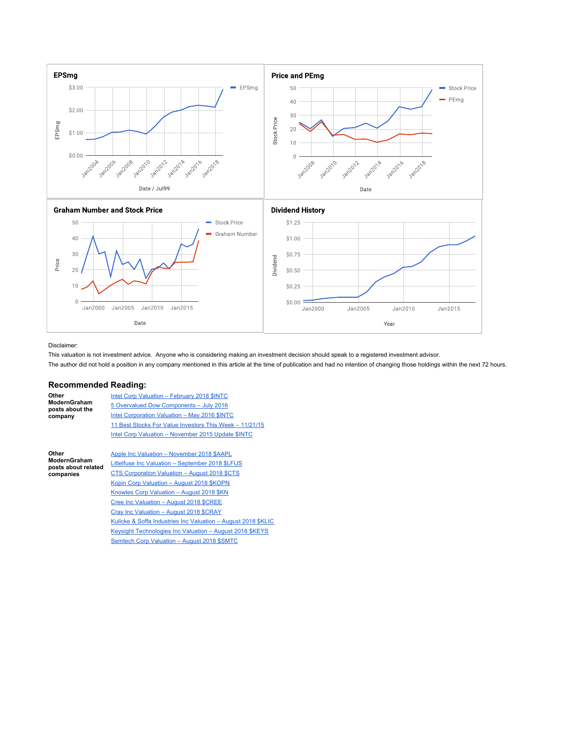**EPSmg**

$3.00
$2.00
$1.00
$0.00

EPSmg

Jan2004 Jan2006 Jan2008 Jan2010 Jan2012 Jan2014 Jan2016 Jan2018

Date / Jul99

**Price and PEmg**

50
40
30
20
10
0

Stock Price
PEmg

Jan2008 Jan2010 Jan2012 Jan2014 Jan2016 Jan2018

Date

**Graham Number and Stock Price**

50
40
30
20
10
0

Price

Stock Price
Graham Number

Jan2000 Jan2005 Jan2010 Jan2015

Date

**Dividend History**

$1.25
$1.00
$0.75
$0.50
$0.25
$0.00

Dividend

Jan2000 Jan2005 Jan2010 Jan2015

Year

Disclaimer:

This valuation is not investment advice. Anyone who is considering making an investment decision should speak to a registered investment advisor.

The author did not hold a position in any company mentioned in this article at the time of publication and had no intention of changing those holdings within the next 72 hours.

## Recommended Reading:

**Other ModernGraham posts about the company**

- Intel Corp Valuation – February 2018 $INTC
- 5 Overvalued Dow Components – July 2016
- Intel Corporation Valuation – May 2016 $INTC
- 11 Best Stocks For Value Investors This Week – 11/21/15
- Intel Corp Valuation – November 2015 Update $INTC

**Other ModernGraham posts about related companies**

- Apple Inc Valuation – November 2018 $AAPL
- Littelfuse Inc Valuation – September 2018 $LFUS
- CTS Corporation Valuation – August 2018 $CTS
- Kopin Corp Valuation – August 2018 $KOPN
- Knowles Corp Valuation – August 2018 $KN
- Cree Inc Valuation – August 2018 $CREE
- Cray Inc Valuation – August 2018 $CRAY
- Kulicke & Soffa Industries Inc Valuation – August 2018 $KLIC
- Keysight Technologies Inc Valuation – August 2018 $KEYS
- Semtech Corp Valuation – August 2018 $SMTC